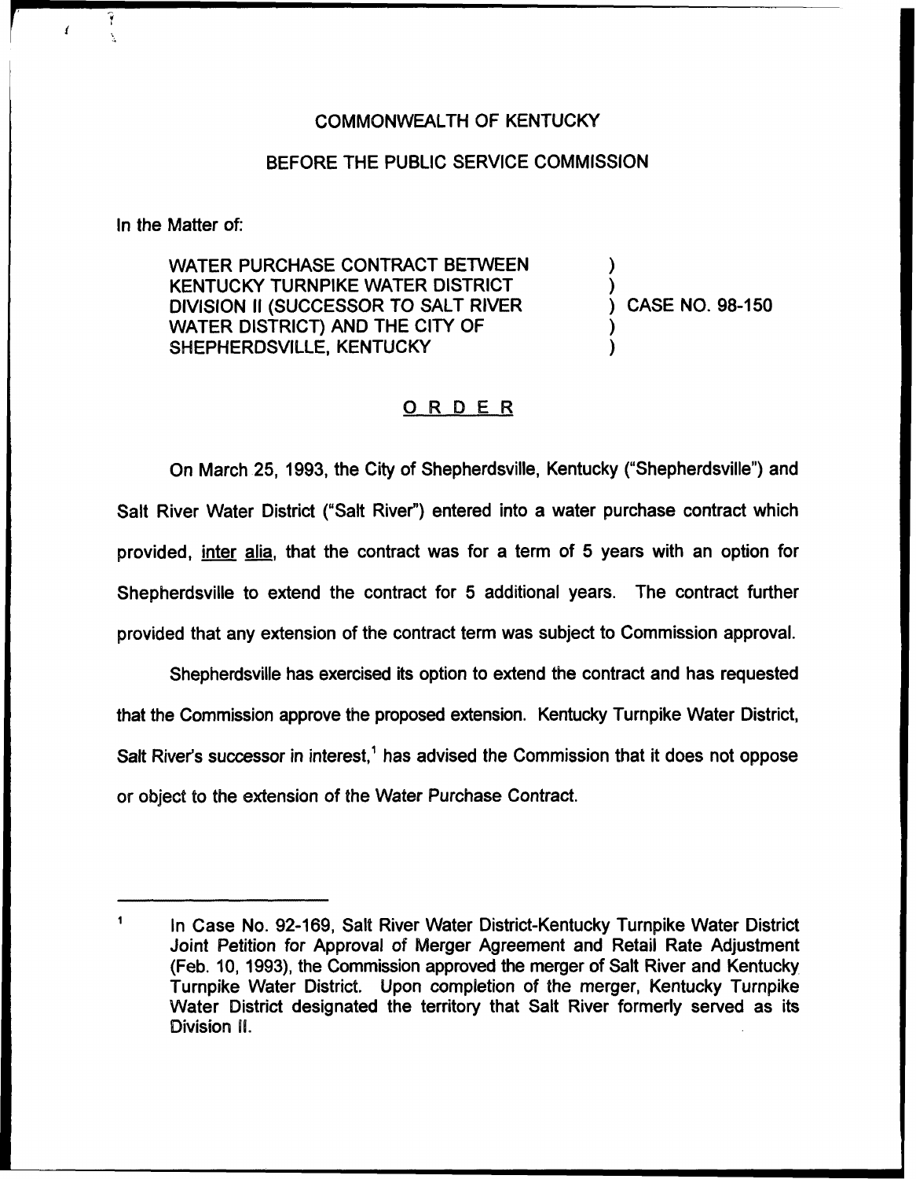COMMONWEALTH OF KENTUCKY

BEFORE THE PUBLIC SERVICE COMMISSION

In the Matter of:

WATER PURCHASE CONTRACT BETWEEN KENTUCKY TURNPIKE WATER DISTRICT DIVISION II (SUCCESSOR TO SALT RIVER WATER DISTRICT) AND THE CITY OF SHEPHERDSVILLE, KENTUCKY ) CASE NO. 98-150

# ORDER

On March 25, 1993, the City of Shepherdsville, Kentucky ("Shepherdsville") and Salt River Water District ("Salt River") entered into a water purchase contract which provided, inter alia, that the contract was for a term of 5 years with an option for Shepherdsville to extend the contract for 5 additional years. The contract further provided that any extension of the contract term was subject to Commission approval.

Shepherdsville has exercised its option to extend the contract and has requested that the Commission approve the proposed extension. Kentucky Turnpike Water District, Salt River's successor in interest,[1] has advised the Commission that it does not oppose or object to the extension of the Water Purchase Contract.

---

[1] In Case No. 92-169, Salt River Water District-Kentucky Turnpike Water District Joint Petition for Approval of Merger Agreement and Retail Rate Adjustment (Feb. 10, 1993), the Commission approved the merger of Salt River and Kentucky Turnpike Water District. Upon completion of the merger, Kentucky Turnpike Water District designated the territory that Salt River formerly served as its Division II.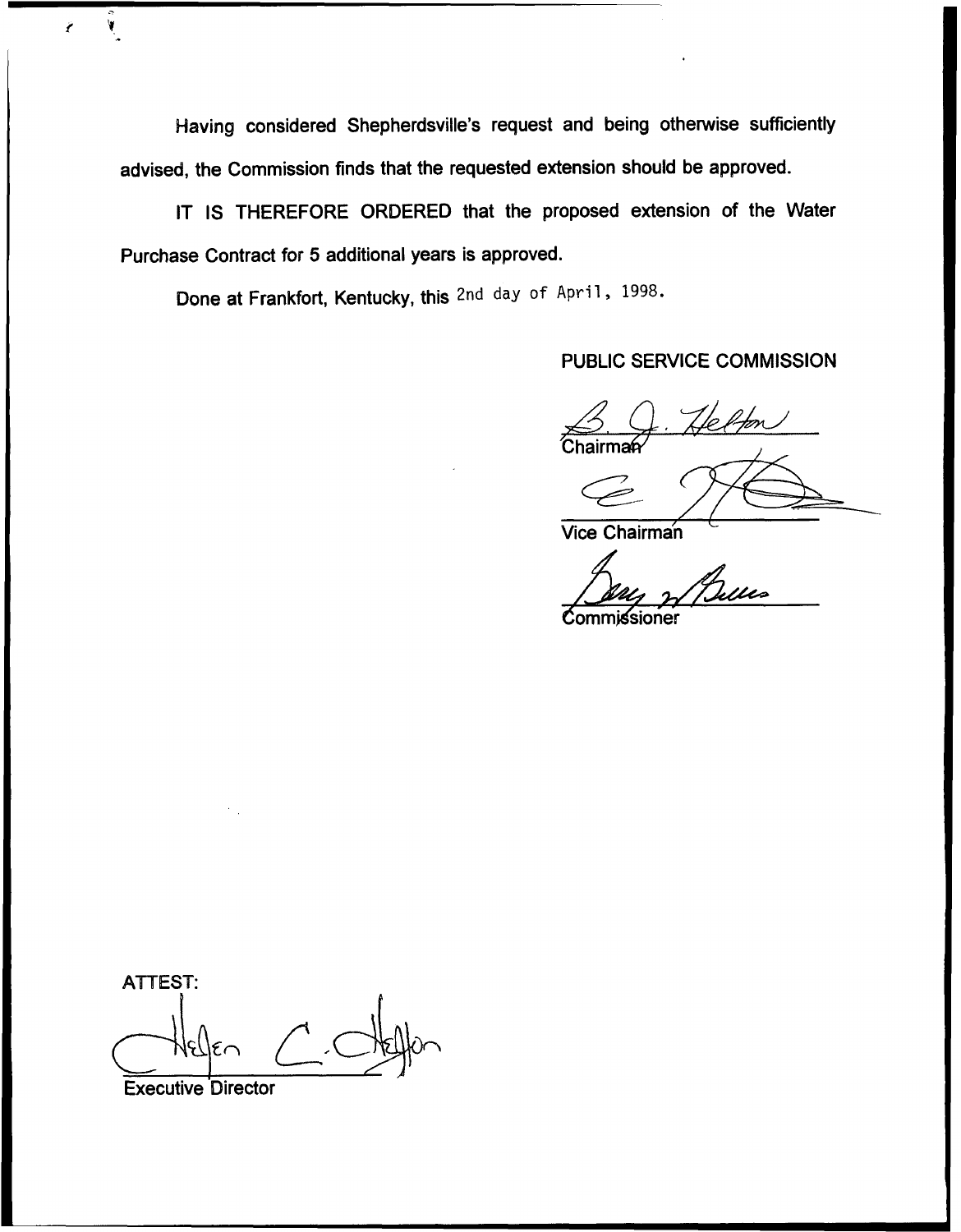Having considered Shepherdsville's request and being otherwise sufficiently advised, the Commission finds that the requested extension should be approved.

IT IS THEREFORE ORDERED that the proposed extension of the Water Purchase Contract for 5 additional years is approved.

Done at Frankfort, Kentucky, this 2nd day of April, 1998.

PUBLIC SERVICE COMMISSION

Chairman

Vice Chairman

Commissioner

ATTEST:

Executive Director